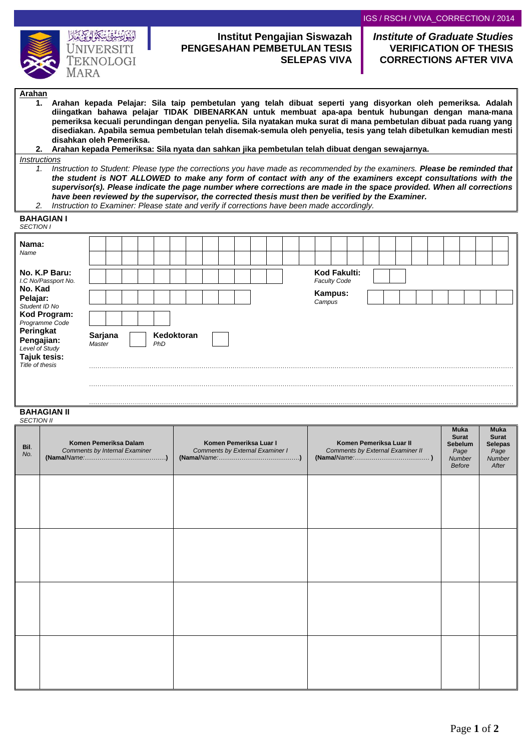IGS / RSCH / VIVA_CORRECTION / 2014

UNIVERSITI TEKNOLOGI MARA

**Institut Pengajian Siswazah**
**PENGESAHAN PEMBETULAN TESIS SELEPAS VIVA**

***Institute of Graduate Studies***
**VERIFICATION OF THESIS CORRECTIONS AFTER VIVA**

**Arahan**

1. **Arahan kepada Pelajar: Sila taip pembetulan yang telah dibuat seperti yang disyorkan oleh pemeriksa. Adalah diingatkan bahawa pelajar TIDAK DIBENARKAN untuk membuat apa-apa bentuk hubungan dengan mana-mana pemeriksa kecuali perundingan dengan penyelia. Sila nyatakan muka surat di mana pembetulan dibuat pada ruang yang disediakan. Apabila semua pembetulan telah disemak-semula oleh penyelia, tesis yang telah dibetulkan kemudian mesti disahkan oleh Pemeriksa.**
2. **Arahan kepada Pemeriksa: Sila nyata dan sahkan jika pembetulan telah dibuat dengan sewajarnya.**

*Instructions*

1. *Instruction to Student: Please type the corrections you have made as recommended by the examiners.* ***Please be reminded that the student is NOT ALLOWED to make any form of contact with any of the examiners except consultations with the supervisor(s). Please indicate the page number where corrections are made in the space provided. When all corrections have been reviewed by the supervisor, the corrected thesis must then be verified by the Examiner.***
2. *Instruction to Examiner: Please state and verify if corrections have been made accordingly.*

**BAHAGIAN I**
*SECTION I*

**Nama:** *Name*

**No. K.P Baru:** *I.C No/Passport No.*

**Kod Fakulti:** *Faculty Code*

**No. Kad Pelajar:** *Student ID No*

**Kampus:** *Campus*

**Kod Program:** *Programme Code*

**Peringkat Pengajian:** *Level of Study* — **Sarjana** *Master* ☐ **Kedoktoran** *PhD* ☐

**Tajuk tesis:** *Title of thesis*

.............................................................................................................

.............................................................................................................

.............................................................................................................

**BAHAGIAN II**
*SECTION II*

| **Bil.** *No.* | **Komen Pemeriksa Dalam** *Comments by Internal Examiner* **(Nama/***Name:*……………………………**)** | **Komen Pemeriksa Luar I** *Comments by External Examiner I* **(Nama/***Name:*……………………………**)** | **Komen Pemeriksa Luar II** *Comments by External Examiner II* **(Nama/***Name:*……………………………**)** | **Muka Surat Sebelum** *Page Number Before* | **Muka Surat Selepas** *Page Number After* |
|---|---|---|---|---|---|
| | | | | | |
| | | | | | |
| | | | | | |
| | | | | | |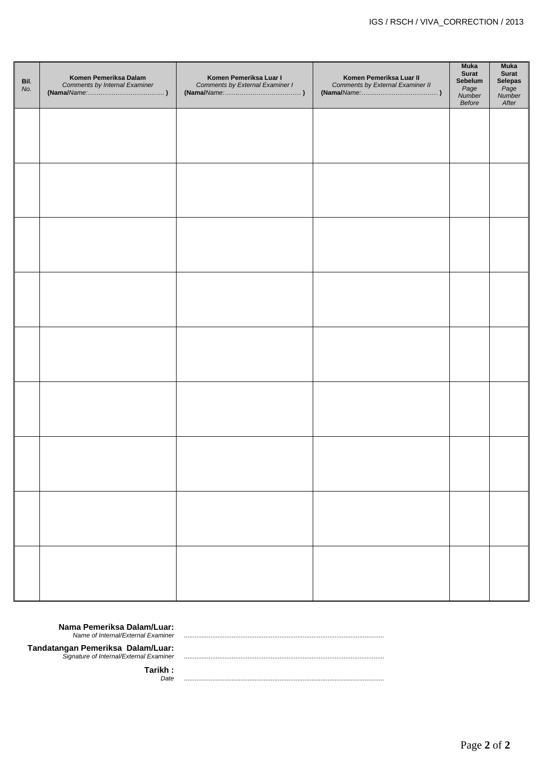| **Bil**. *No.* | **Komen Pemeriksa Dalam** *Comments by Internal Examiner* **(Nama/***Name:***……………………………… )** | **Komen Pemeriksa Luar I** *Comments by External Examiner I* **(Nama/***Name:***……………………………… )** | **Komen Pemeriksa Luar II** *Comments by External Examiner II* **(Nama/***Name:***……………………………… )** | **Muka Surat Sebelum** *Page Number Before* | **Muka Surat Selepas** *Page Number After* |
|---|---|---|---|---|---|
| | | | | | |
| | | | | | |
| | | | | | |
| | | | | | |
| | | | | | |
| | | | | | |
| | | | | | |
| | | | | | |
| | | | | | |

**Nama Pemeriksa Dalam/Luar:**
*Name of Internal/External Examiner* ..............................................................................................................

**Tandatangan Pemeriksa Dalam/Luar:**
*Signature of Internal/External Examiner* ..............................................................................................................

**Tarikh :**
*Date* ..............................................................................................................